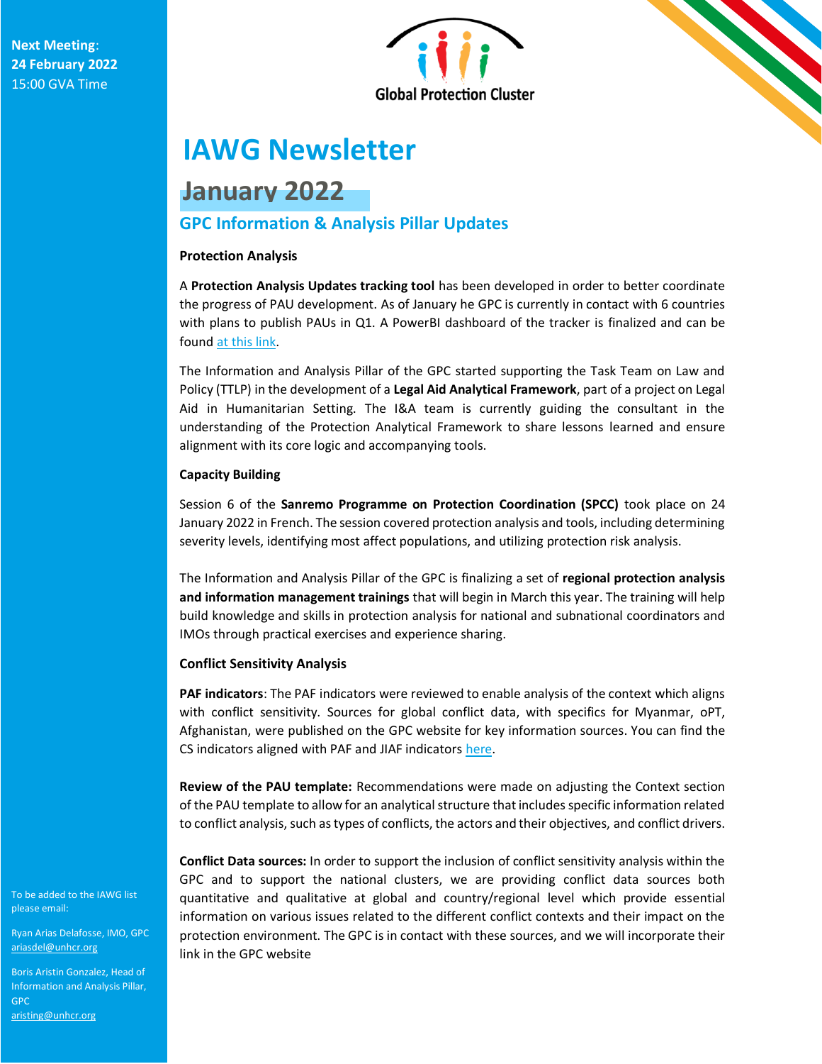**Next Meeting**:
**24 February 2022**
15:00 GVA Time

Global Protection Cluster

# IAWG Newsletter

## January 2022

## GPC Information & Analysis Pillar Updates

### Protection Analysis

A **Protection Analysis Updates tracking tool** has been developed in order to better coordinate the progress of PAU development. As of January he GPC is currently in contact with 6 countries with plans to publish PAUs in Q1. A PowerBI dashboard of the tracker is finalized and can be found at this link.

The Information and Analysis Pillar of the GPC started supporting the Task Team on Law and Policy (TTLP) in the development of a **Legal Aid Analytical Framework**, part of a project on Legal Aid in Humanitarian Setting. The I&A team is currently guiding the consultant in the understanding of the Protection Analytical Framework to share lessons learned and ensure alignment with its core logic and accompanying tools.

### Capacity Building

Session 6 of the **Sanremo Programme on Protection Coordination (SPCC)** took place on 24 January 2022 in French. The session covered protection analysis and tools, including determining severity levels, identifying most affect populations, and utilizing protection risk analysis.

The Information and Analysis Pillar of the GPC is finalizing a set of **regional protection analysis and information management trainings** that will begin in March this year. The training will help build knowledge and skills in protection analysis for national and subnational coordinators and IMOs through practical exercises and experience sharing.

### Conflict Sensitivity Analysis

**PAF indicators**: The PAF indicators were reviewed to enable analysis of the context which aligns with conflict sensitivity. Sources for global conflict data, with specifics for Myanmar, oPT, Afghanistan, were published on the GPC website for key information sources. You can find the CS indicators aligned with PAF and JIAF indicators here.

**Review of the PAU template:** Recommendations were made on adjusting the Context section of the PAU template to allow for an analytical structure that includes specific information related to conflict analysis, such as types of conflicts, the actors and their objectives, and conflict drivers.

**Conflict Data sources:** In order to support the inclusion of conflict sensitivity analysis within the GPC and to support the national clusters, we are providing conflict data sources both quantitative and qualitative at global and country/regional level which provide essential information on various issues related to the different conflict contexts and their impact on the protection environment. The GPC is in contact with these sources, and we will incorporate their link in the GPC website

To be added to the IAWG list please email:

Ryan Arias Delafosse, IMO, GPC
ariasdel@unhcr.org

Boris Aristin Gonzalez, Head of Information and Analysis Pillar, GPC
aristing@unhcr.org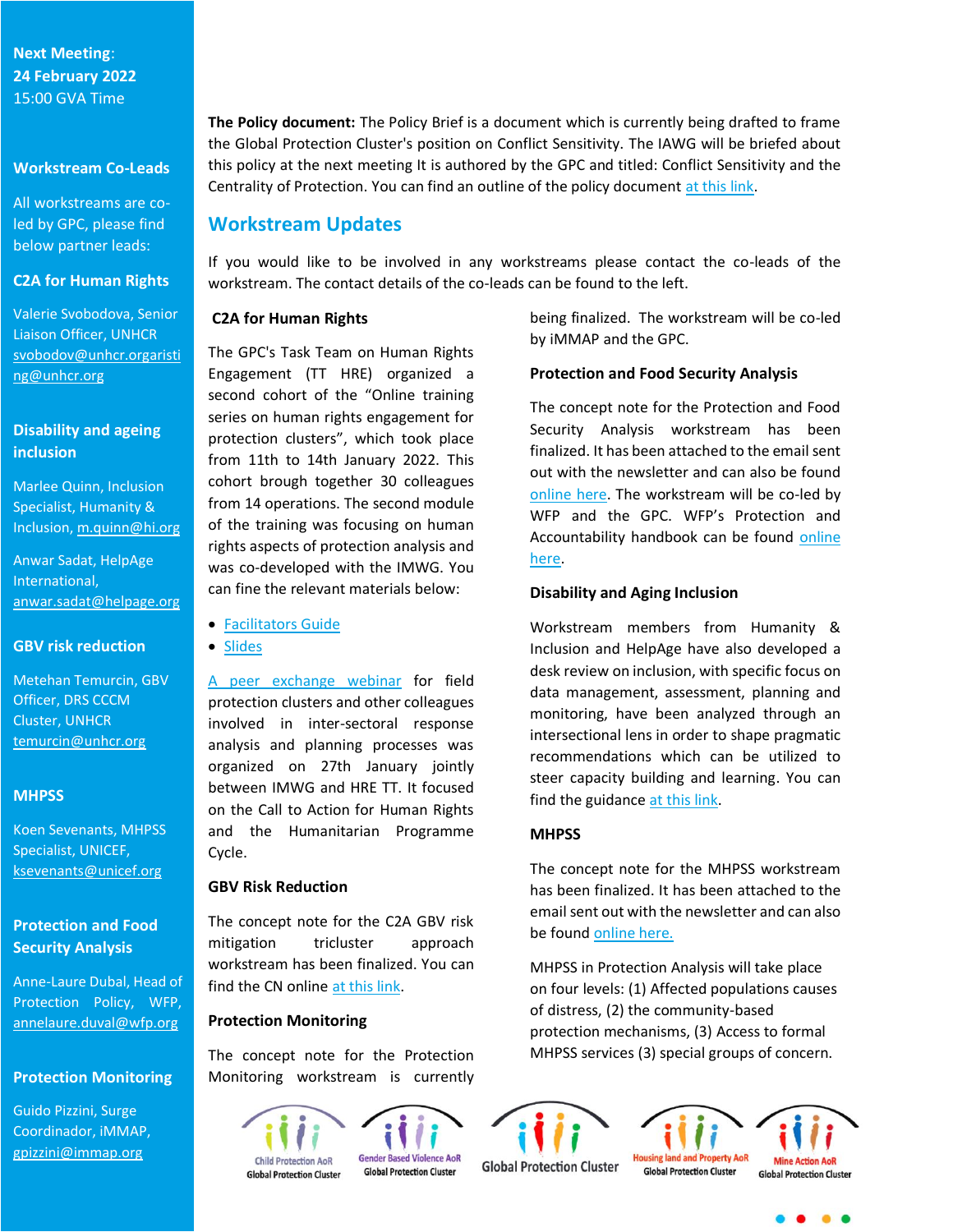**Next Meeting**:
**24 February 2022**
15:00 GVA Time

**Workstream Co-Leads**

All workstreams are co-led by GPC, please find below partner leads:

**C2A for Human Rights**

Valerie Svobodova, Senior Liaison Officer, UNHCR
svobodov@unhcr.orgaristing@unhcr.org

**Disability and ageing inclusion**

Marlee Quinn, Inclusion Specialist, Humanity & Inclusion, m.quinn@hi.org

Anwar Sadat, HelpAge International, anwar.sadat@helpage.org

**GBV risk reduction**

Metehan Temurcin, GBV Officer, DRS CCCM Cluster, UNHCR
temurcin@unhcr.org

**MHPSS**

Koen Sevenants, MHPSS Specialist, UNICEF, ksevenants@unicef.org

**Protection and Food Security Analysis**

Anne-Laure Dubal, Head of Protection Policy, WFP, annelaure.duval@wfp.org

**Protection Monitoring**

Guido Pizzini, Surge Coordinator, iMMAP, gpizzini@immap.org

**The Policy document:** The Policy Brief is a document which is currently being drafted to frame the Global Protection Cluster's position on Conflict Sensitivity. The IAWG will be briefed about this policy at the next meeting It is authored by the GPC and titled: Conflict Sensitivity and the Centrality of Protection. You can find an outline of the policy document at this link.

## Workstream Updates

If you would like to be involved in any workstreams please contact the co-leads of the workstream. The contact details of the co-leads can be found to the left.

### C2A for Human Rights

The GPC's Task Team on Human Rights Engagement (TT HRE) organized a second cohort of the "Online training series on human rights engagement for protection clusters", which took place from 11th to 14th January 2022. This cohort brough together 30 colleagues from 14 operations. The second module of the training was focusing on human rights aspects of protection analysis and was co-developed with the IMWG. You can fine the relevant materials below:

- Facilitators Guide
- Slides

A peer exchange webinar for field protection clusters and other colleagues involved in inter-sectoral response analysis and planning processes was organized on 27th January jointly between IMWG and HRE TT. It focused on the Call to Action for Human Rights and the Humanitarian Programme Cycle.

### GBV Risk Reduction

The concept note for the C2A GBV risk mitigation tricluster approach workstream has been finalized. You can find the CN online at this link.

### Protection Monitoring

The concept note for the Protection Monitoring workstream is currently being finalized. The workstream will be co-led by iMMAP and the GPC.

### Protection and Food Security Analysis

The concept note for the Protection and Food Security Analysis workstream has been finalized. It has been attached to the email sent out with the newsletter and can also be found online here. The workstream will be co-led by WFP and the GPC. WFP's Protection and Accountability handbook can be found online here.

### Disability and Aging Inclusion

Workstream members from Humanity & Inclusion and HelpAge have also developed a desk review on inclusion, with specific focus on data management, assessment, planning and monitoring, have been analyzed through an intersectional lens in order to shape pragmatic recommendations which can be utilized to steer capacity building and learning. You can find the guidance at this link.

### MHPSS

The concept note for the MHPSS workstream has been finalized. It has been attached to the email sent out with the newsletter and can also be found online here.

MHPSS in Protection Analysis will take place on four levels: (1) Affected populations causes of distress, (2) the community-based protection mechanisms, (3) Access to formal MHPSS services (3) special groups of concern.

Child Protection AoR Global Protection Cluster | Gender Based Violence AoR Global Protection Cluster | Global Protection Cluster | Housing land and Property AoR Global Protection Cluster | Mine Action AoR Global Protection Cluster